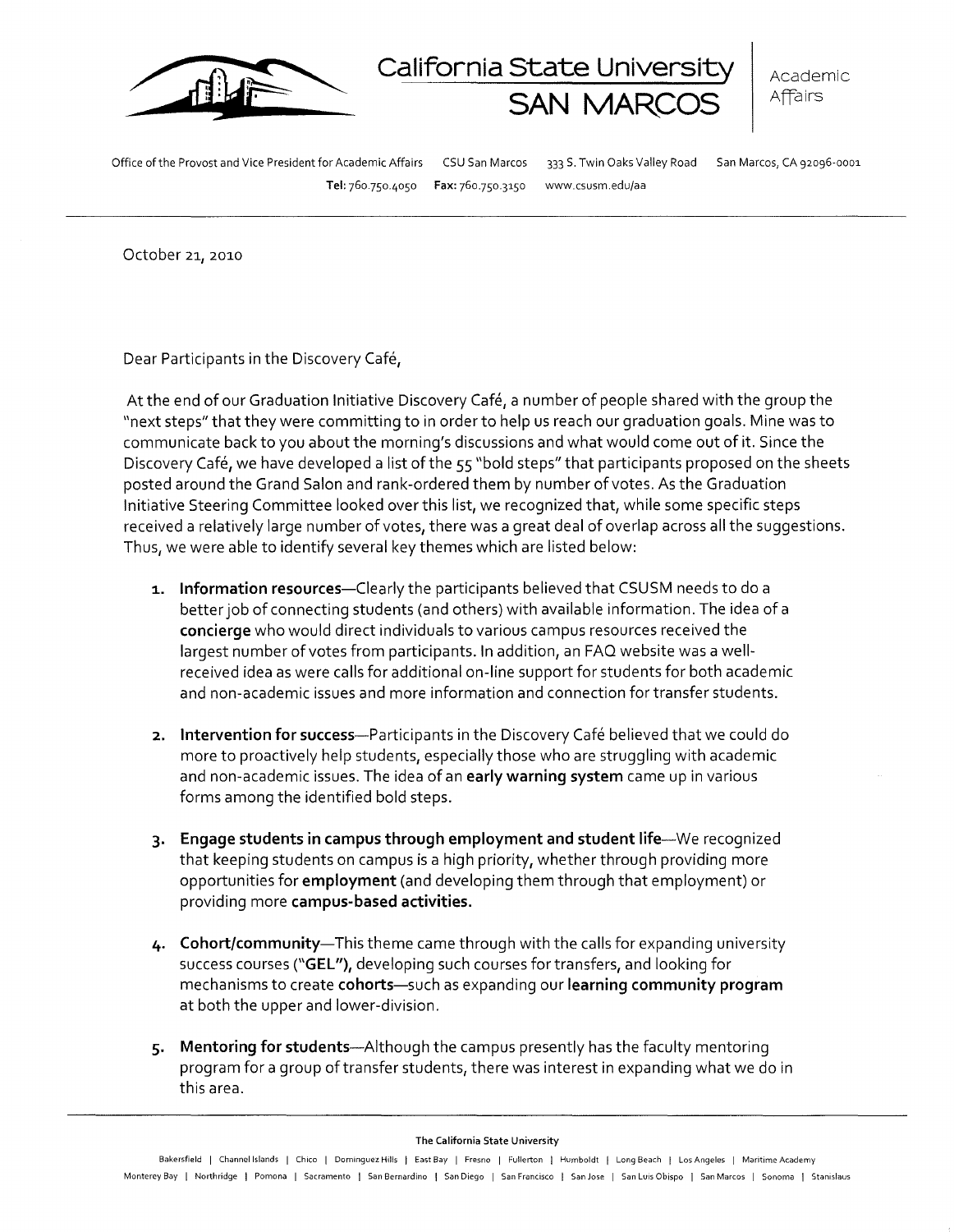California State University
SAN MARCOS

Academic Affairs

Office of the Provost and Vice President for Academic Affairs CSU San Marcos 333 S. Twin Oaks Valley Road San Marcos, CA 92096-0001
**Tel:** 760.750.4050 **Fax:** 760.750.3150 www.csusm.edu/aa

---

October 21, 2010

Dear Participants in the Discovery Café,

At the end of our Graduation Initiative Discovery Café, a number of people shared with the group the "next steps" that they were committing to in order to help us reach our graduation goals. Mine was to communicate back to you about the morning's discussions and what would come out of it. Since the Discovery Café, we have developed a list of the 55 "bold steps" that participants proposed on the sheets posted around the Grand Salon and rank-ordered them by number of votes. As the Graduation Initiative Steering Committee looked over this list, we recognized that, while some specific steps received a relatively large number of votes, there was a great deal of overlap across all the suggestions. Thus, we were able to identify several key themes which are listed below:

1. **Information resources**—Clearly the participants believed that CSUSM needs to do a better job of connecting students (and others) with available information. The idea of a **concierge** who would direct individuals to various campus resources received the largest number of votes from participants. In addition, an FAQ website was a well-received idea as were calls for additional on-line support for students for both academic and non-academic issues and more information and connection for transfer students.

2. **Intervention for success**—Participants in the Discovery Café believed that we could do more to proactively help students, especially those who are struggling with academic and non-academic issues. The idea of an **early warning system** came up in various forms among the identified bold steps.

3. **Engage students in campus through employment and student life**—We recognized that keeping students on campus is a high priority, whether through providing more opportunities for **employment** (and developing them through that employment) or providing more **campus-based activities.**

4. **Cohort/community**—This theme came through with the calls for expanding university success courses (**"GEL"**), developing such courses for transfers, and looking for mechanisms to create **cohorts**—such as expanding our **learning community program** at both the upper and lower-division.

5. **Mentoring for students**—Although the campus presently has the faculty mentoring program for a group of transfer students, there was interest in expanding what we do in this area.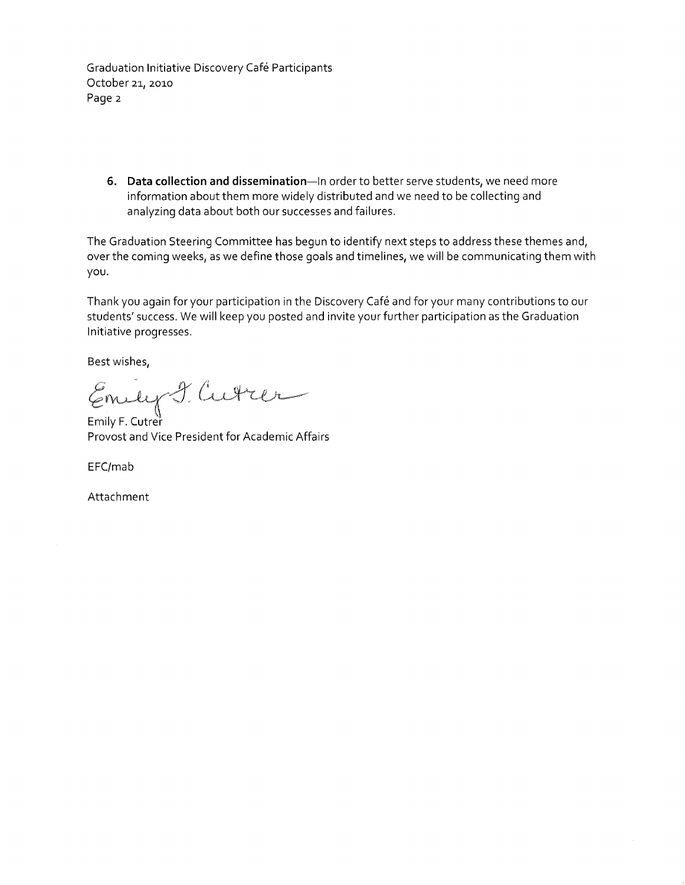6. **Data collection and dissemination**—In order to better serve students, we need more information about them more widely distributed and we need to be collecting and analyzing data about both our successes and failures.

The Graduation Steering Committee has begun to identify next steps to address these themes and, over the coming weeks, as we define those goals and timelines, we will be communicating them with you.

Thank you again for your participation in the Discovery Café and for your many contributions to our students' success. We will keep you posted and invite your further participation as the Graduation Initiative progresses.

Best wishes,

Emily F. Cutrer
Provost and Vice President for Academic Affairs

EFC/mab

Attachment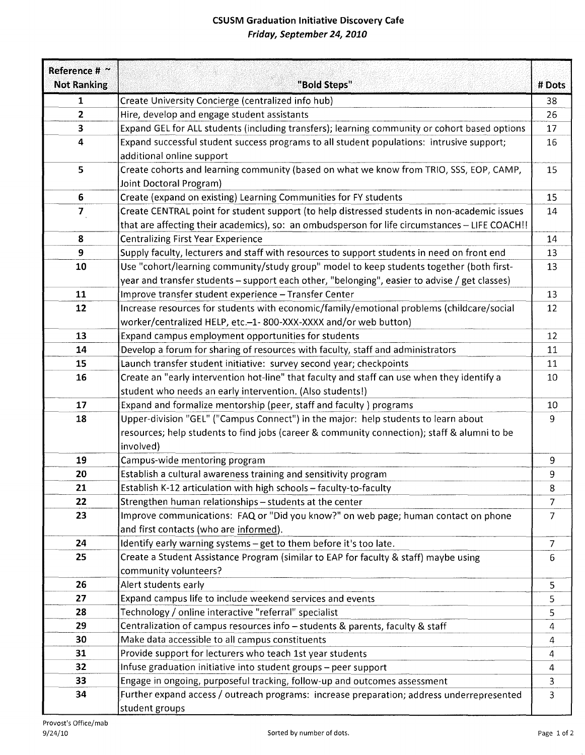**CSUSM Graduation Initiative Discovery Cafe**
*Friday, September 24, 2010*

| Reference # ~ Not Ranking | "Bold Steps" | # Dots |
|---|---|---|
| 1 | Create University Concierge (centralized info hub) | 38 |
| 2 | Hire, develop and engage student assistants | 26 |
| 3 | Expand GEL for ALL students (including transfers); learning community or cohort based options | 17 |
| 4 | Expand successful student success programs to all student populations: intrusive support; additional online support | 16 |
| 5 | Create cohorts and learning community (based on what we know from TRIO, SSS, EOP, CAMP, Joint Doctoral Program) | 15 |
| 6 | Create (expand on existing) Learning Communities for FY students | 15 |
| 7 | Create CENTRAL point for student support (to help distressed students in non-academic issues that are affecting their academics), so: an ombudsperson for life circumstances – LIFE COACH!! | 14 |
| 8 | Centralizing First Year Experience | 14 |
| 9 | Supply faculty, lecturers and staff with resources to support students in need on front end | 13 |
| 10 | Use "cohort/learning community/study group" model to keep students together (both first-year and transfer students – support each other, "belonging", easier to advise / get classes) | 13 |
| 11 | Improve transfer student experience – Transfer Center | 13 |
| 12 | Increase resources for students with economic/family/emotional problems (childcare/social worker/centralized HELP, etc.–1- 800-XXX-XXXX and/or web button) | 12 |
| 13 | Expand campus employment opportunities for students | 12 |
| 14 | Develop a forum for sharing of resources with faculty, staff and administrators | 11 |
| 15 | Launch transfer student initiative: survey second year; checkpoints | 11 |
| 16 | Create an "early intervention hot-line" that faculty and staff can use when they identify a student who needs an early intervention. (Also students!) | 10 |
| 17 | Expand and formalize mentorship (peer, staff and faculty ) programs | 10 |
| 18 | Upper-division "GEL" ("Campus Connect") in the major: help students to learn about resources; help students to find jobs (career & community connection); staff & alumni to be involved) | 9 |
| 19 | Campus-wide mentoring program | 9 |
| 20 | Establish a cultural awareness training and sensitivity program | 9 |
| 21 | Establish K-12 articulation with high schools – faculty-to-faculty | 8 |
| 22 | Strengthen human relationships – students at the center | 7 |
| 23 | Improve communications: FAQ or "Did you know?" on web page; human contact on phone and first contacts (who are informed). | 7 |
| 24 | Identify early warning systems – get to them before it's too late. | 7 |
| 25 | Create a Student Assistance Program (similar to EAP for faculty & staff) maybe using community volunteers? | 6 |
| 26 | Alert students early | 5 |
| 27 | Expand campus life to include weekend services and events | 5 |
| 28 | Technology / online interactive "referral" specialist | 5 |
| 29 | Centralization of campus resources info – students & parents, faculty & staff | 4 |
| 30 | Make data accessible to all campus constituents | 4 |
| 31 | Provide support for lecturers who teach 1st year students | 4 |
| 32 | Infuse graduation initiative into student groups – peer support | 4 |
| 33 | Engage in ongoing, purposeful tracking, follow-up and outcomes assessment | 3 |
| 34 | Further expand access / outreach programs: increase preparation; address underrepresented student groups | 3 |

Provost's Office/mab
9/24/10

Sorted by number of dots.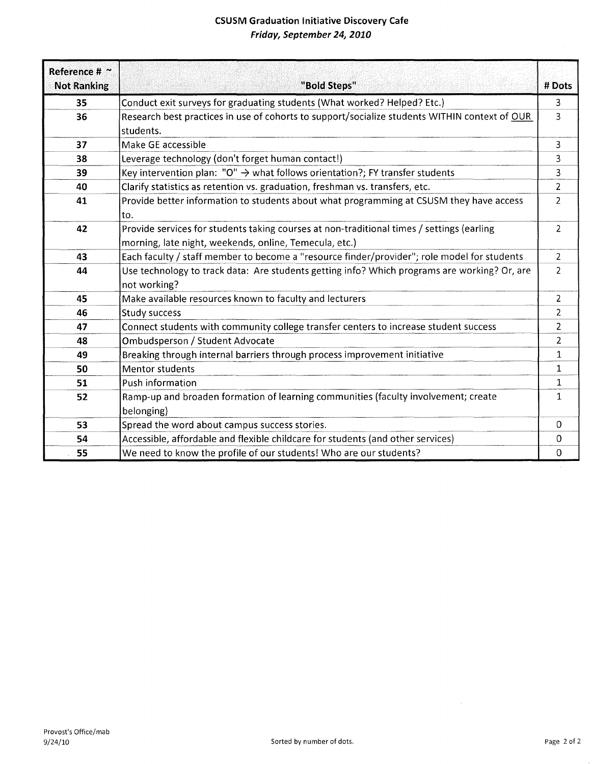**CSUSM Graduation Initiative Discovery Cafe**
***Friday, September 24, 2010***

| Reference # ~ Not Ranking | "Bold Steps" | # Dots |
|---|---|---|
| 35 | Conduct exit surveys for graduating students (What worked? Helped? Etc.) | 3 |
| 36 | Research best practices in use of cohorts to support/socialize students WITHIN context of OUR students. | 3 |
| 37 | Make GE accessible | 3 |
| 38 | Leverage technology (don't forget human contact!) | 3 |
| 39 | Key intervention plan: "O" → what follows orientation?; FY transfer students | 3 |
| 40 | Clarify statistics as retention vs. graduation, freshman vs. transfers, etc. | 2 |
| 41 | Provide better information to students about what programming at CSUSM they have access to. | 2 |
| 42 | Provide services for students taking courses at non-traditional times / settings (earling morning, late night, weekends, online, Temecula, etc.) | 2 |
| 43 | Each faculty / staff member to become a "resource finder/provider"; role model for students | 2 |
| 44 | Use technology to track data: Are students getting info? Which programs are working? Or, are not working? | 2 |
| 45 | Make available resources known to faculty and lecturers | 2 |
| 46 | Study success | 2 |
| 47 | Connect students with community college transfer centers to increase student success | 2 |
| 48 | Ombudsperson / Student Advocate | 2 |
| 49 | Breaking through internal barriers through process improvement initiative | 1 |
| 50 | Mentor students | 1 |
| 51 | Push information | 1 |
| 52 | Ramp-up and broaden formation of learning communities (faculty involvement; create belonging) | 1 |
| 53 | Spread the word about campus success stories. | 0 |
| 54 | Accessible, affordable and flexible childcare for students (and other services) | 0 |
| 55 | We need to know the profile of our students! Who are our students? | 0 |

Provost's Office/mab
9/24/10

Sorted by number of dots.